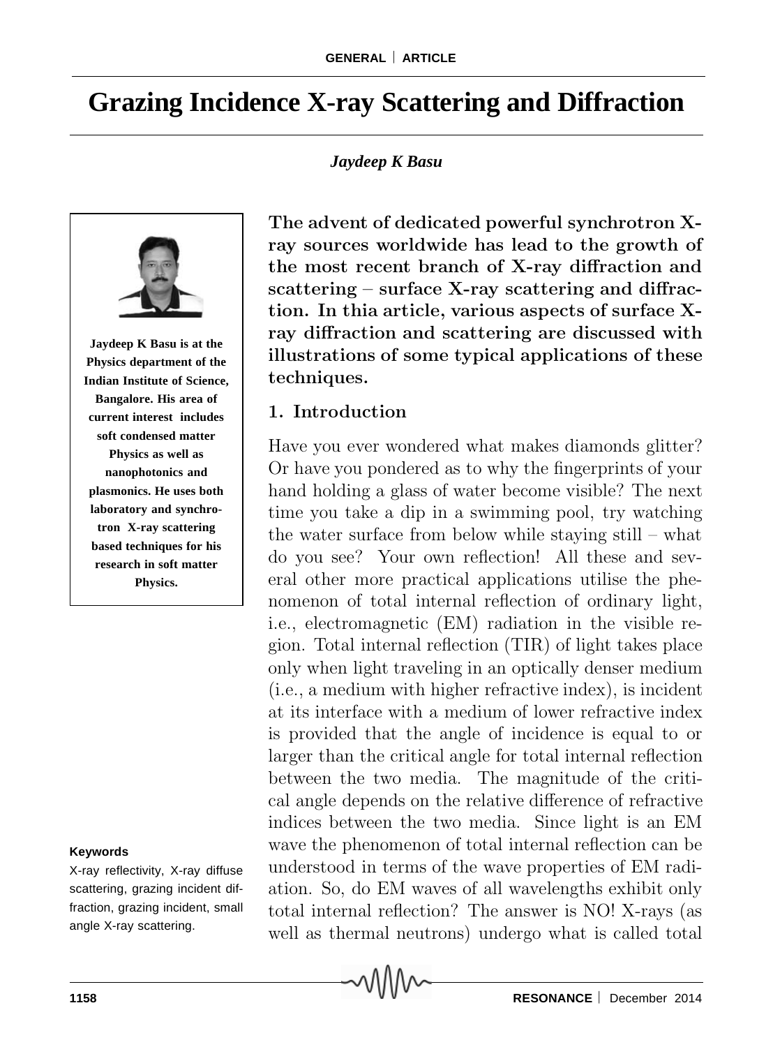# Grazing Incidence X-ray Scattering and Diffraction

***Jaydeep K Basu***

**Jaydeep K Basu is at the Physics department of the Indian Institute of Science, Bangalore. His area of current interest includes soft condensed matter Physics as well as nanophotonics and plasmonics. He uses both laboratory and synchrotron X-ray scattering based techniques for his research in soft matter Physics.**

**The advent of dedicated powerful synchrotron X-ray sources worldwide has lead to the growth of the most recent branch of X-ray diffraction and scattering – surface X-ray scattering and diffraction. In thia article, various aspects of surface X-ray diffraction and scattering are discussed with illustrations of some typical applications of these techniques.**

## 1. Introduction

Have you ever wondered what makes diamonds glitter? Or have you pondered as to why the fingerprints of your hand holding a glass of water become visible? The next time you take a dip in a swimming pool, try watching the water surface from below while staying still – what do you see? Your own reflection! All these and several other more practical applications utilise the phenomenon of total internal reflection of ordinary light, i.e., electromagnetic (EM) radiation in the visible region. Total internal reflection (TIR) of light takes place only when light traveling in an optically denser medium (i.e., a medium with higher refractive index), is incident at its interface with a medium of lower refractive index is provided that the angle of incidence is equal to or larger than the critical angle for total internal reflection between the two media. The magnitude of the critical angle depends on the relative difference of refractive indices between the two media. Since light is an EM wave the phenomenon of total internal reflection can be understood in terms of the wave properties of EM radiation. So, do EM waves of all wavelengths exhibit only total internal reflection? The answer is NO! X-rays (as well as thermal neutrons) undergo what is called total

**Keywords**

X-ray reflectivity, X-ray diffuse scattering, grazing incident diffraction, grazing incident, small angle X-ray scattering.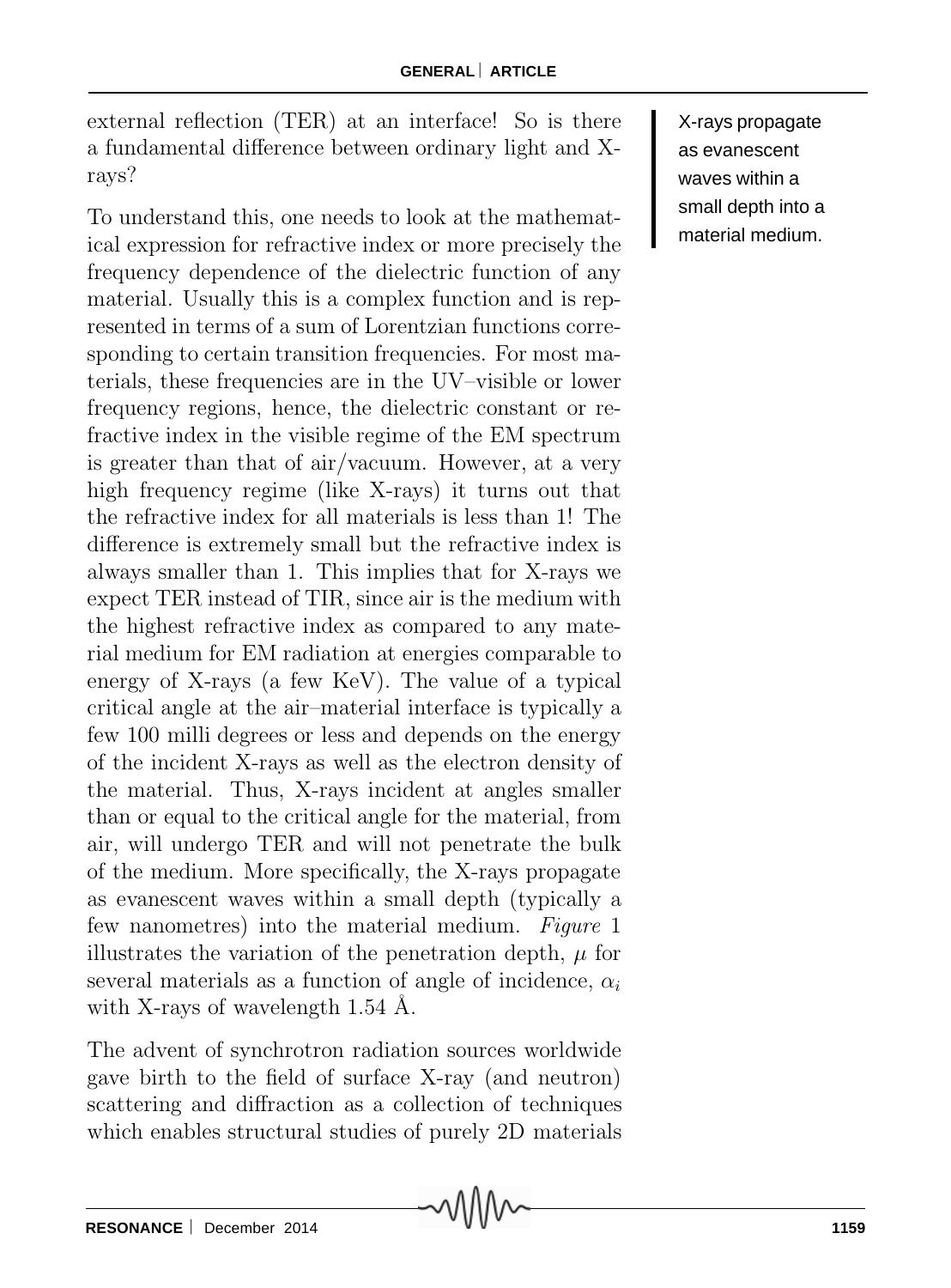external reflection (TER) at an interface! So is there a fundamental difference between ordinary light and X-rays?

To understand this, one needs to look at the mathematical expression for refractive index or more precisely the frequency dependence of the dielectric function of any material. Usually this is a complex function and is represented in terms of a sum of Lorentzian functions corresponding to certain transition frequencies. For most materials, these frequencies are in the UV–visible or lower frequency regions, hence, the dielectric constant or refractive index in the visible regime of the EM spectrum is greater than that of air/vacuum. However, at a very high frequency regime (like X-rays) it turns out that the refractive index for all materials is less than 1! The difference is extremely small but the refractive index is always smaller than 1. This implies that for X-rays we expect TER instead of TIR, since air is the medium with the highest refractive index as compared to any material medium for EM radiation at energies comparable to energy of X-rays (a few KeV). The value of a typical critical angle at the air–material interface is typically a few 100 milli degrees or less and depends on the energy of the incident X-rays as well as the electron density of the material. Thus, X-rays incident at angles smaller than or equal to the critical angle for the material, from air, will undergo TER and will not penetrate the bulk of the medium. More specifically, the X-rays propagate as evanescent waves within a small depth (typically a few nanometres) into the material medium. *Figure* 1 illustrates the variation of the penetration depth, $\mu$ for several materials as a function of angle of incidence, $\alpha_i$ with X-rays of wavelength 1.54 Å.

X-rays propagate as evanescent waves within a small depth into a material medium.

The advent of synchrotron radiation sources worldwide gave birth to the field of surface X-ray (and neutron) scattering and diffraction as a collection of techniques which enables structural studies of purely 2D materials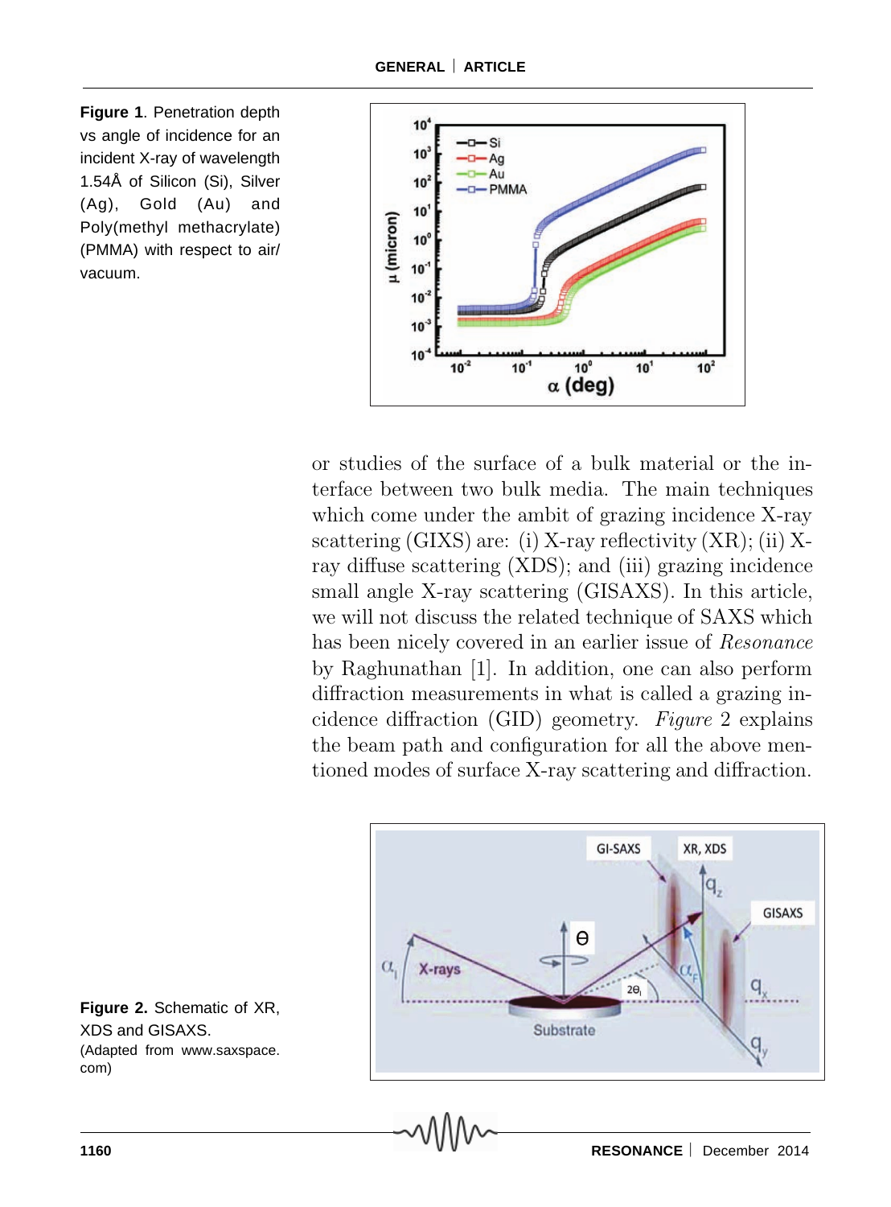**Figure 1**. Penetration depth vs angle of incidence for an incident X-ray of wavelength 1.54Å of Silicon (Si), Silver (Ag), Gold (Au) and Poly(methyl methacrylate) (PMMA) with respect to air/ vacuum.

or studies of the surface of a bulk material or the interface between two bulk media. The main techniques which come under the ambit of grazing incidence X-ray scattering (GIXS) are: (i) X-ray reflectivity (XR); (ii) X-ray diffuse scattering (XDS); and (iii) grazing incidence small angle X-ray scattering (GISAXS). In this article, we will not discuss the related technique of SAXS which has been nicely covered in an earlier issue of *Resonance* by Raghunathan [1]. In addition, one can also perform diffraction measurements in what is called a grazing incidence diffraction (GID) geometry. *Figure* 2 explains the beam path and configuration for all the above mentioned modes of surface X-ray scattering and diffraction.

**Figure 2.** Schematic of XR, XDS and GISAXS. (Adapted from www.saxspace.com)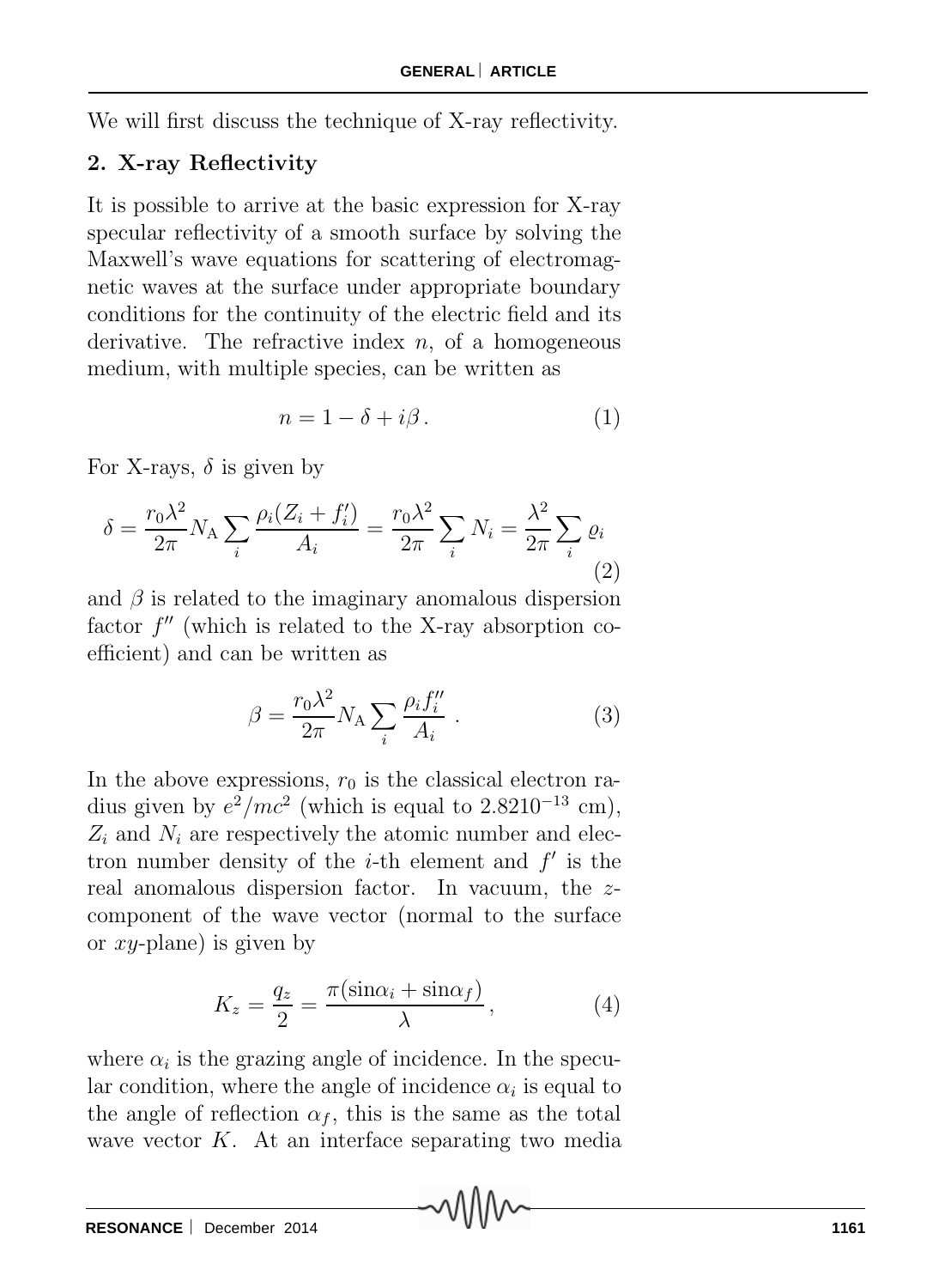We will first discuss the technique of X-ray reflectivity.

## 2. X-ray Reflectivity

It is possible to arrive at the basic expression for X-ray specular reflectivity of a smooth surface by solving the Maxwell's wave equations for scattering of electromagnetic waves at the surface under appropriate boundary conditions for the continuity of the electric field and its derivative. The refractive index $n$, of a homogeneous medium, with multiple species, can be written as

$$n = 1 - \delta + i\beta \,. \tag{1}$$

For X-rays, $\delta$ is given by

$$\delta = \frac{r_0 \lambda^2}{2\pi} N_{\mathrm{A}} \sum_i \frac{\rho_i (Z_i + f_i')}{A_i} = \frac{r_0 \lambda^2}{2\pi} \sum_i N_i = \frac{\lambda^2}{2\pi} \sum_i \varrho_i \tag{2}$$

and $\beta$ is related to the imaginary anomalous dispersion factor $f''$ (which is related to the X-ray absorption coefficient) and can be written as

$$\beta = \frac{r_0 \lambda^2}{2\pi} N_{\mathrm{A}} \sum_i \frac{\rho_i f_i''}{A_i} \,. \tag{3}$$

In the above expressions, $r_0$ is the classical electron radius given by $e^2/mc^2$ (which is equal to $2.8210^{-13}$ cm), $Z_i$ and $N_i$ are respectively the atomic number and electron number density of the $i$-th element and $f'$ is the real anomalous dispersion factor. In vacuum, the $z$-component of the wave vector (normal to the surface or $xy$-plane) is given by

$$K_z = \frac{q_z}{2} = \frac{\pi(\sin\alpha_i + \sin\alpha_f)}{\lambda} \,, \tag{4}$$

where $\alpha_i$ is the grazing angle of incidence. In the specular condition, where the angle of incidence $\alpha_i$ is equal to the angle of reflection $\alpha_f$, this is the same as the total wave vector $K$. At an interface separating two media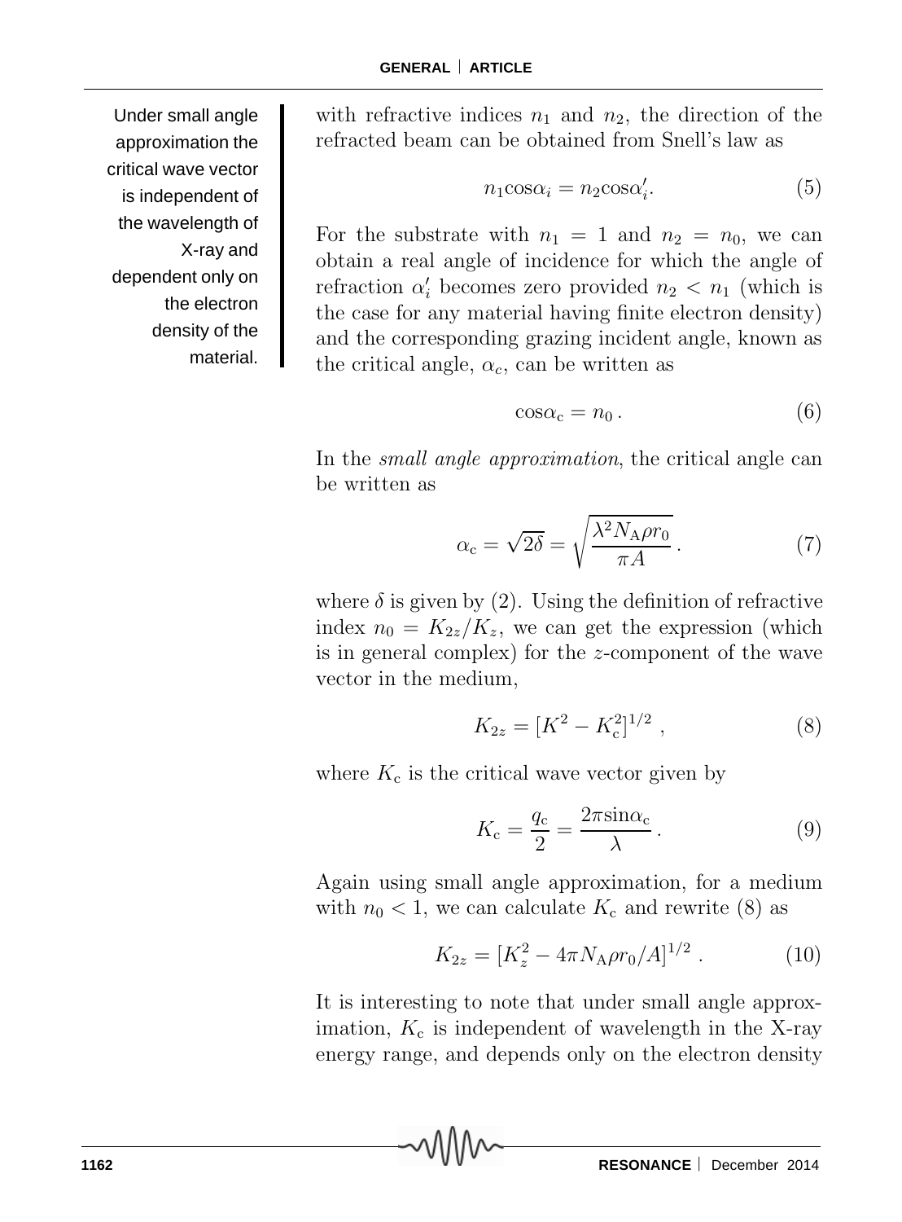> Under small angle approximation the critical wave vector is independent of the wavelength of X-ray and dependent only on the electron density of the material.

with refractive indices $n_1$ and $n_2$, the direction of the refracted beam can be obtained from Snell's law as

$$n_1 \cos\alpha_i = n_2 \cos\alpha_i'. \tag{5}$$

For the substrate with $n_1 = 1$ and $n_2 = n_0$, we can obtain a real angle of incidence for which the angle of refraction $\alpha_i'$ becomes zero provided $n_2 < n_1$ (which is the case for any material having finite electron density) and the corresponding grazing incident angle, known as the critical angle, $\alpha_c$, can be written as

$$\cos\alpha_{\rm c} = n_0 \,. \tag{6}$$

In the *small angle approximation*, the critical angle can be written as

$$\alpha_{\rm c} = \sqrt{2\delta} = \sqrt{\frac{\lambda^2 N_{\rm A} \rho r_0}{\pi A}} \,. \tag{7}$$

where $\delta$ is given by (2). Using the definition of refractive index $n_0 = K_{2z}/K_z$, we can get the expression (which is in general complex) for the $z$-component of the wave vector in the medium,

$$K_{2z} = [K^2 - K_{\rm c}^2]^{1/2} \,, \tag{8}$$

where $K_{\rm c}$ is the critical wave vector given by

$$K_{\rm c} = \frac{q_{\rm c}}{2} = \frac{2\pi \sin\alpha_{\rm c}}{\lambda} \,. \tag{9}$$

Again using small angle approximation, for a medium with $n_0 < 1$, we can calculate $K_{\rm c}$ and rewrite (8) as

$$K_{2z} = [K_z^2 - 4\pi N_{\rm A} \rho r_0 / A]^{1/2} \,. \tag{10}$$

It is interesting to note that under small angle approximation, $K_{\rm c}$ is independent of wavelength in the X-ray energy range, and depends only on the electron density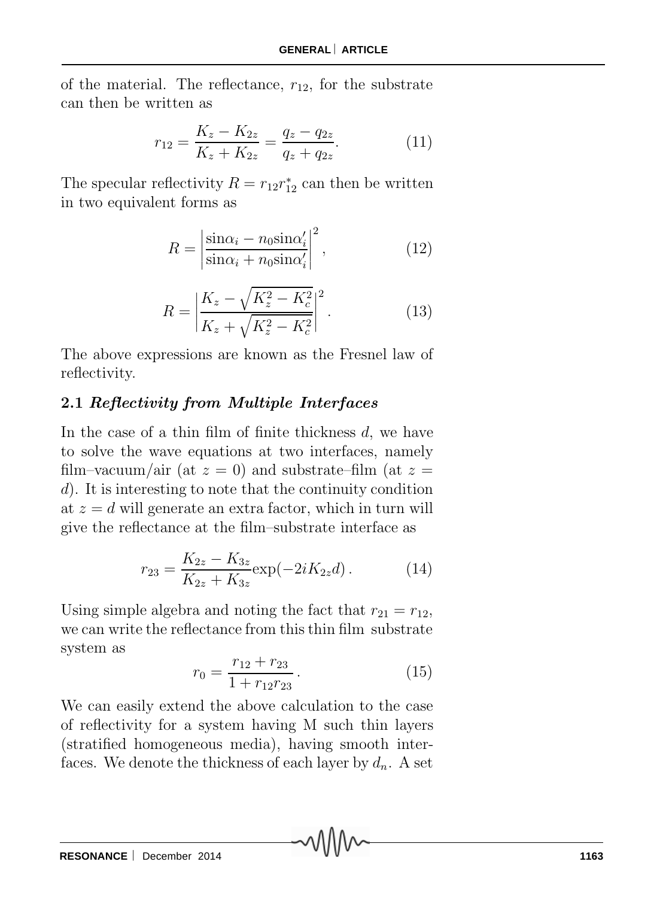of the material. The reflectance, $r_{12}$, for the substrate can then be written as

$$r_{12} = \frac{K_z - K_{2z}}{K_z + K_{2z}} = \frac{q_z - q_{2z}}{q_z + q_{2z}}. \tag{11}$$

The specular reflectivity $R = r_{12}r_{12}^*$ can then be written in two equivalent forms as

$$R = \left|\frac{\sin\alpha_i - n_0\sin\alpha_i'}{\sin\alpha_i + n_0\sin\alpha_i'}\right|^2, \tag{12}$$

$$R = \left|\frac{K_z - \sqrt{K_z^2 - K_c^2}}{K_z + \sqrt{K_z^2 - K_c^2}}\right|^2. \tag{13}$$

The above expressions are known as the Fresnel law of reflectivity.

### 2.1 *Reflectivity from Multiple Interfaces*

In the case of a thin film of finite thickness $d$, we have to solve the wave equations at two interfaces, namely film–vacuum/air (at $z = 0$) and substrate–film (at $z = d$). It is interesting to note that the continuity condition at $z = d$ will generate an extra factor, which in turn will give the reflectance at the film–substrate interface as

$$r_{23} = \frac{K_{2z} - K_{3z}}{K_{2z} + K_{3z}}\exp(-2iK_{2z}d). \tag{14}$$

Using simple algebra and noting the fact that $r_{21} = r_{12}$, we can write the reflectance from this thin film substrate system as

$$r_0 = \frac{r_{12} + r_{23}}{1 + r_{12}r_{23}}. \tag{15}$$

We can easily extend the above calculation to the case of reflectivity for a system having M such thin layers (stratified homogeneous media), having smooth interfaces. We denote the thickness of each layer by $d_n$. A set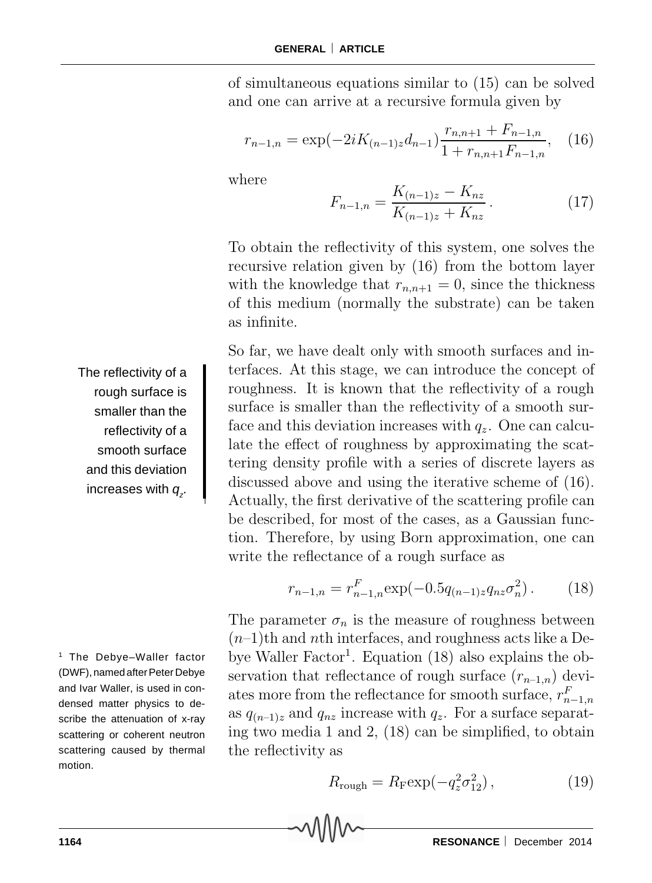of simultaneous equations similar to (15) can be solved and one can arrive at a recursive formula given by

$$r_{n-1,n} = \exp(-2iK_{(n-1)z}d_{n-1})\frac{r_{n,n+1} + F_{n-1,n}}{1 + r_{n,n+1}F_{n-1,n}}, \quad (16)$$

where

$$F_{n-1,n} = \frac{K_{(n-1)z} - K_{nz}}{K_{(n-1)z} + K_{nz}}. \quad (17)$$

To obtain the reflectivity of this system, one solves the recursive relation given by (16) from the bottom layer with the knowledge that $r_{n,n+1} = 0$, since the thickness of this medium (normally the substrate) can be taken as infinite.

The reflectivity of a rough surface is smaller than the reflectivity of a smooth surface and this deviation increases with $q_z$.

So far, we have dealt only with smooth surfaces and interfaces. At this stage, we can introduce the concept of roughness. It is known that the reflectivity of a rough surface is smaller than the reflectivity of a smooth surface and this deviation increases with $q_z$. One can calculate the effect of roughness by approximating the scattering density profile with a series of discrete layers as discussed above and using the iterative scheme of (16). Actually, the first derivative of the scattering profile can be described, for most of the cases, as a Gaussian function. Therefore, by using Born approximation, one can write the reflectance of a rough surface as

$$r_{n-1,n} = r^F_{n-1,n}\exp(-0.5q_{(n-1)z}q_{nz}\sigma_n^2). \quad (18)$$

The parameter $\sigma_n$ is the measure of roughness between $(n–1)$th and $n$th interfaces, and roughness acts like a Debye Waller Factor[1]. Equation (18) also explains the observation that reflectance of rough surface ($r_{n-1,n}$) deviates more from the reflectance for smooth surface, $r^F_{n-1,n}$ as $q_{(n-1)z}$ and $q_{nz}$ increase with $q_z$. For a surface separating two media 1 and 2, (18) can be simplified, to obtain the reflectivity as

$$R_{\text{rough}} = R_{\text{F}}\exp(-q_z^2\sigma_{12}^2), \quad (19)$$

[1] The Debye–Waller factor (DWF), named after Peter Debye and Ivar Waller, is used in condensed matter physics to describe the attenuation of x-ray scattering or coherent neutron scattering caused by thermal motion.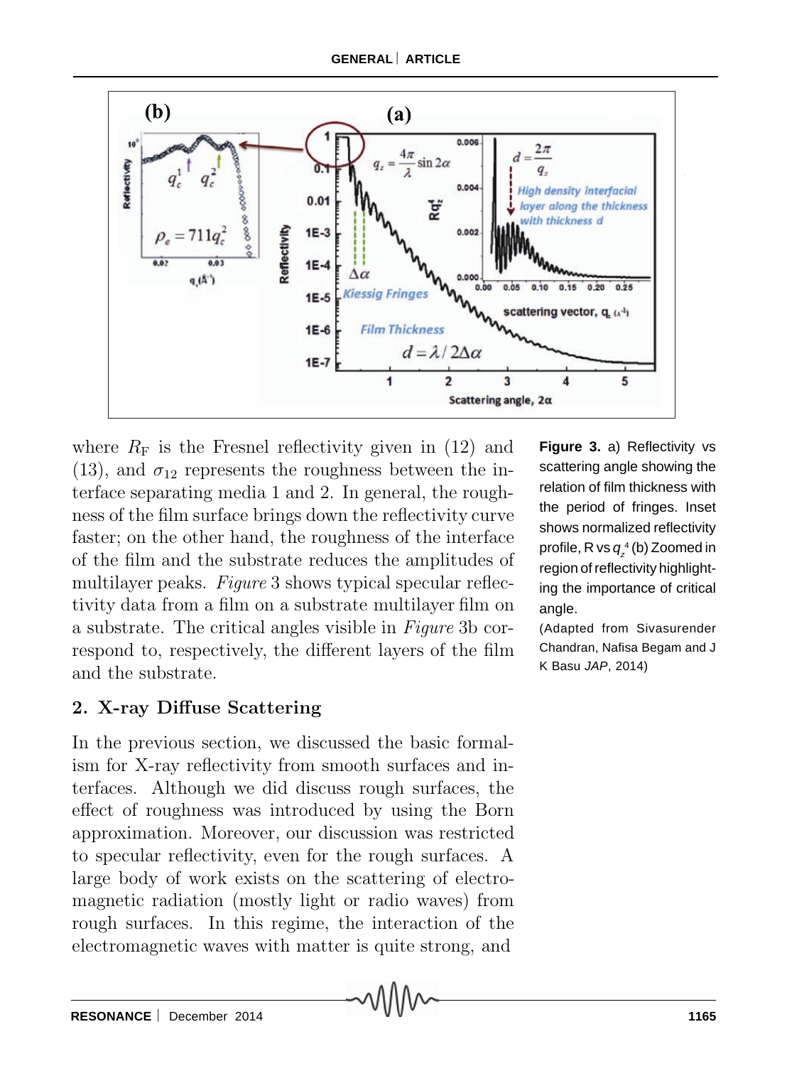where $R_F$ is the Fresnel reflectivity given in (12) and (13), and $\sigma_{12}$ represents the roughness between the interface separating media 1 and 2. In general, the roughness of the film surface brings down the reflectivity curve faster; on the other hand, the roughness of the interface of the film and the substrate reduces the amplitudes of multilayer peaks. *Figure* 3 shows typical specular reflectivity data from a film on a substrate multilayer film on a substrate. The critical angles visible in *Figure* 3b correspond to, respectively, the different layers of the film and the substrate.

**Figure 3.** a) Reflectivity vs scattering angle showing the relation of film thickness with the period of fringes. Inset shows normalized reflectivity profile, R vs $q_z^4$ (b) Zoomed in region of reflectivity highlighting the importance of critical angle.

(Adapted from Sivasurender Chandran, Nafisa Begam and J K Basu *JAP*, 2014)

## 2. X-ray Diffuse Scattering

In the previous section, we discussed the basic formalism for X-ray reflectivity from smooth surfaces and interfaces. Although we did discuss rough surfaces, the effect of roughness was introduced by using the Born approximation. Moreover, our discussion was restricted to specular reflectivity, even for the rough surfaces. A large body of work exists on the scattering of electromagnetic radiation (mostly light or radio waves) from rough surfaces. In this regime, the interaction of the electromagnetic waves with matter is quite strong, and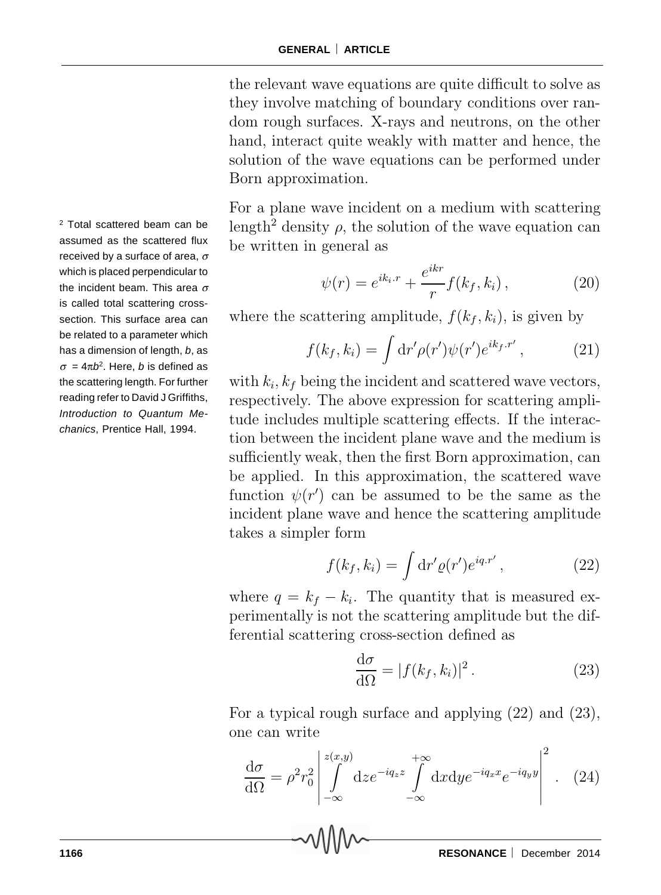the relevant wave equations are quite difficult to solve as they involve matching of boundary conditions over random rough surfaces. X-rays and neutrons, on the other hand, interact quite weakly with matter and hence, the solution of the wave equations can be performed under Born approximation.

For a plane wave incident on a medium with scattering length[2] density $\rho$, the solution of the wave equation can be written in general as

$$\psi(r) = e^{ik_i.r} + \frac{e^{ikr}}{r} f(k_f, k_i)\,, \tag{20}$$

where the scattering amplitude, $f(k_f, k_i)$, is given by

$$f(k_f, k_i) = \int \mathrm{d}r' \rho(r') \psi(r') e^{ik_f.r'}\,, \tag{21}$$

with $k_i, k_f$ being the incident and scattered wave vectors, respectively. The above expression for scattering amplitude includes multiple scattering effects. If the interaction between the incident plane wave and the medium is sufficiently weak, then the first Born approximation, can be applied. In this approximation, the scattered wave function $\psi(r')$ can be assumed to be the same as the incident plane wave and hence the scattering amplitude takes a simpler form

$$f(k_f, k_i) = \int \mathrm{d}r' \varrho(r') e^{iq.r'}\,, \tag{22}$$

where $q = k_f - k_i$. The quantity that is measured experimentally is not the scattering amplitude but the differential scattering cross-section defined as

$$\frac{\mathrm{d}\sigma}{\mathrm{d}\Omega} = |f(k_f, k_i)|^2\,. \tag{23}$$

For a typical rough surface and applying (22) and (23), one can write

$$\frac{\mathrm{d}\sigma}{\mathrm{d}\Omega} = \rho^2 r_0^2 \left| \int_{-\infty}^{z(x,y)} \mathrm{d}z e^{-iq_z z} \int_{-\infty}^{+\infty} \mathrm{d}x \mathrm{d}y e^{-iq_x x} e^{-iq_y y} \right|^2. \tag{24}$$

[2] Total scattered beam can be assumed as the scattered flux received by a surface of area, $\sigma$ which is placed perpendicular to the incident beam. This area $\sigma$ is called total scattering cross-section. This surface area can be related to a parameter which has a dimension of length, $b$, as $\sigma = 4\pi b^2$. Here, $b$ is defined as the scattering length. For further reading refer to David J Griffiths, *Introduction to Quantum Mechanics*, Prentice Hall, 1994.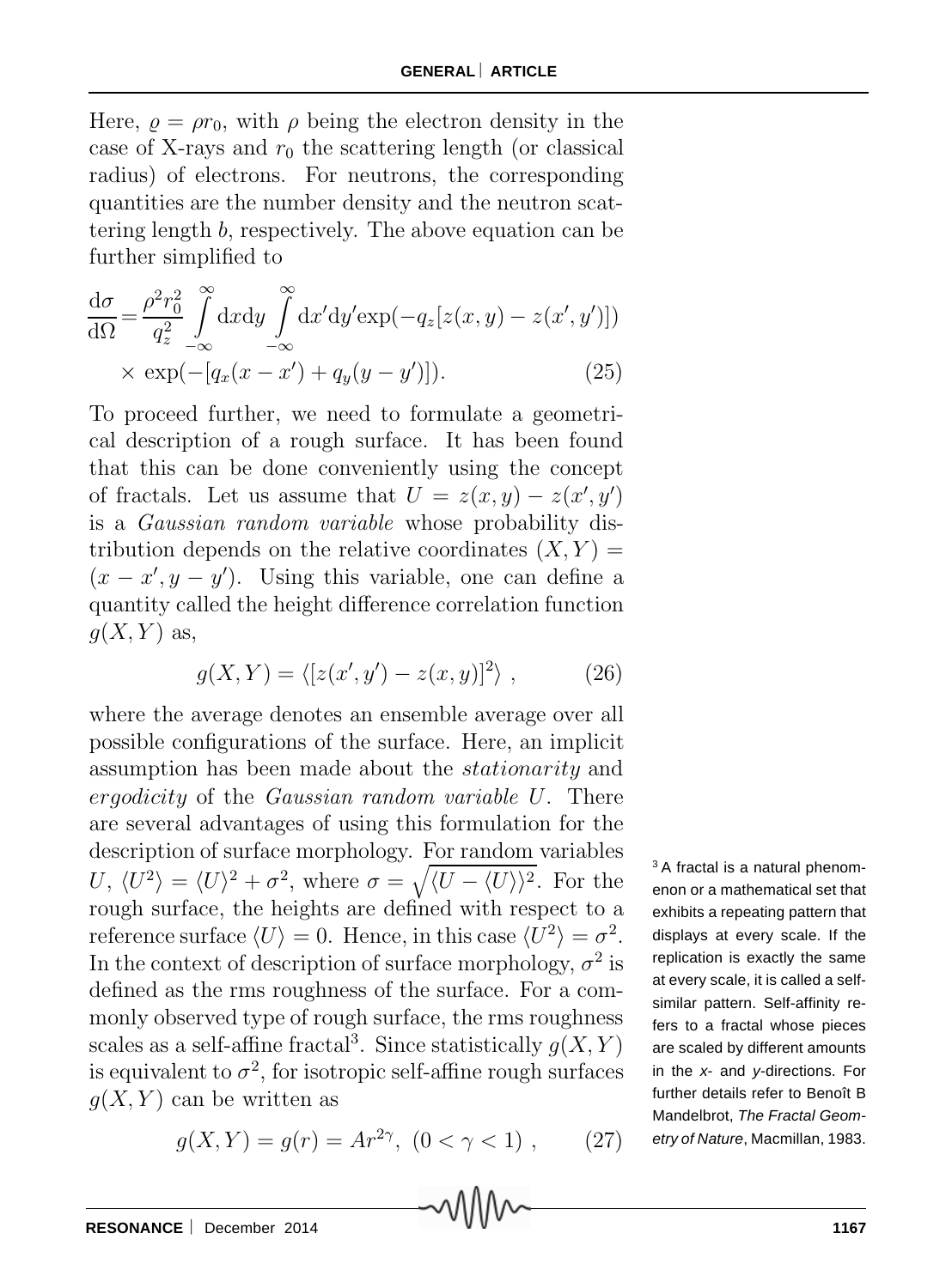Here, $\varrho = \rho r_0$, with $\rho$ being the electron density in the case of X-rays and $r_0$ the scattering length (or classical radius) of electrons. For neutrons, the corresponding quantities are the number density and the neutron scattering length $b$, respectively. The above equation can be further simplified to

$$\frac{\mathrm{d}\sigma}{\mathrm{d}\Omega} = \frac{\rho^2 r_0^2}{q_z^2} \int_{-\infty}^{\infty} \mathrm{d}x\mathrm{d}y \int_{-\infty}^{\infty} \mathrm{d}x'\mathrm{d}y' \exp(-q_z[z(x,y) - z(x',y')]) \times \exp(-[q_x(x-x') + q_y(y-y')]). \tag{25}$$

To proceed further, we need to formulate a geometrical description of a rough surface. It has been found that this can be done conveniently using the concept of fractals. Let us assume that $U = z(x,y) - z(x',y')$ is a *Gaussian random variable* whose probability distribution depends on the relative coordinates $(X,Y) = (x-x', y-y')$. Using this variable, one can define a quantity called the height difference correlation function $g(X,Y)$ as,

$$g(X,Y) = \langle [z(x',y') - z(x,y)]^2 \rangle \ , \tag{26}$$

where the average denotes an ensemble average over all possible configurations of the surface. Here, an implicit assumption has been made about the *stationarity* and *ergodicity* of the *Gaussian random variable* $U$. There are several advantages of using this formulation for the description of surface morphology. For random variables $U$, $\langle U^2 \rangle = \langle U \rangle^2 + \sigma^2$, where $\sigma = \sqrt{\langle U - \langle U \rangle \rangle^2}$. For the rough surface, the heights are defined with respect to a reference surface $\langle U \rangle = 0$. Hence, in this case $\langle U^2 \rangle = \sigma^2$. In the context of description of surface morphology, $\sigma^2$ is defined as the rms roughness of the surface. For a commonly observed type of rough surface, the rms roughness scales as a self-affine fractal[3]. Since statistically $g(X,Y)$ is equivalent to $\sigma^2$, for isotropic self-affine rough surfaces $g(X,Y)$ can be written as

$$g(X,Y) = g(r) = Ar^{2\gamma}, \ (0 < \gamma < 1) \ , \tag{27}$$

[3] A fractal is a natural phenomenon or a mathematical set that exhibits a repeating pattern that displays at every scale. If the replication is exactly the same at every scale, it is called a self-similar pattern. Self-affinity refers to a fractal whose pieces are scaled by different amounts in the *x*- and *y*-directions. For further details refer to Benoît B Mandelbrot, *The Fractal Geometry of Nature*, Macmillan, 1983.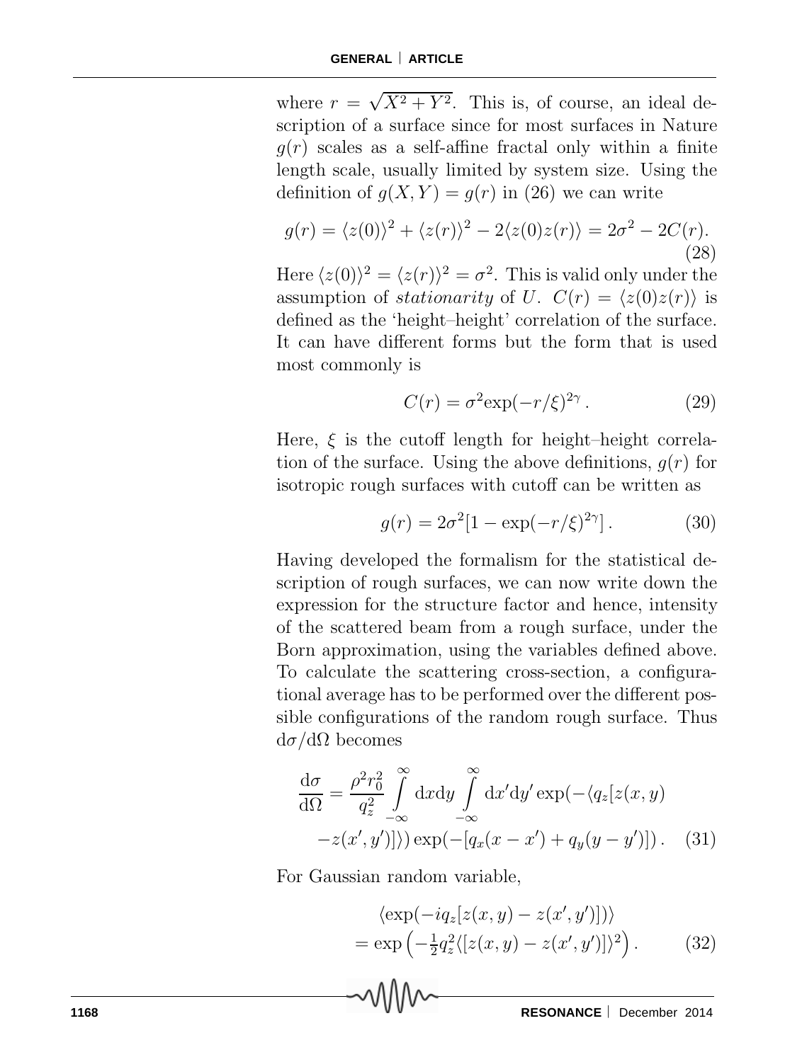where $r = \sqrt{X^2 + Y^2}$. This is, of course, an ideal description of a surface since for most surfaces in Nature $g(r)$ scales as a self-affine fractal only within a finite length scale, usually limited by system size. Using the definition of $g(X,Y) = g(r)$ in (26) we can write

$$g(r) = \langle z(0)\rangle^2 + \langle z(r)\rangle^2 - 2\langle z(0)z(r)\rangle = 2\sigma^2 - 2C(r). \tag{28}$$

Here $\langle z(0)\rangle^2 = \langle z(r)\rangle^2 = \sigma^2$. This is valid only under the assumption of *stationarity* of $U$. $C(r) = \langle z(0)z(r)\rangle$ is defined as the 'height–height' correlation of the surface. It can have different forms but the form that is used most commonly is

$$C(r) = \sigma^2 \exp(-r/\xi)^{2\gamma}\,. \tag{29}$$

Here, $\xi$ is the cutoff length for height–height correlation of the surface. Using the above definitions, $g(r)$ for isotropic rough surfaces with cutoff can be written as

$$g(r) = 2\sigma^2[1 - \exp(-r/\xi)^{2\gamma}]\,. \tag{30}$$

Having developed the formalism for the statistical description of rough surfaces, we can now write down the expression for the structure factor and hence, intensity of the scattered beam from a rough surface, under the Born approximation, using the variables defined above. To calculate the scattering cross-section, a configurational average has to be performed over the different possible configurations of the random rough surface. Thus $\mathrm{d}\sigma/\mathrm{d}\Omega$ becomes

$$\frac{\mathrm{d}\sigma}{\mathrm{d}\Omega} = \frac{\rho^2 r_0^2}{q_z^2} \int_{-\infty}^{\infty} \mathrm{d}x\mathrm{d}y \int_{-\infty}^{\infty} \mathrm{d}x'\mathrm{d}y' \exp(-\langle q_z[z(x,y) - z(x',y')]\rangle) \exp(-[q_x(x-x') + q_y(y-y')])\,. \tag{31}$$

For Gaussian random variable,

$$\langle \exp(-iq_z[z(x,y) - z(x',y')])\rangle = \exp\left(-\tfrac{1}{2}q_z^2\langle[z(x,y) - z(x',y')]\rangle^2\right). \tag{32}$$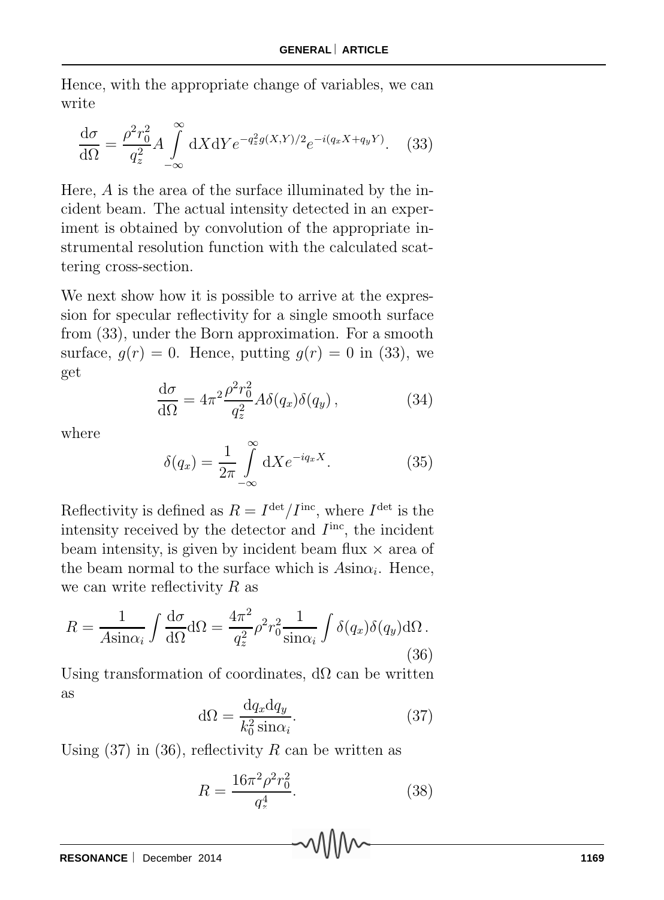Hence, with the appropriate change of variables, we can write

$$\frac{\mathrm{d}\sigma}{\mathrm{d}\Omega} = \frac{\rho^2 r_0^2}{q_z^2} A \int\limits_{-\infty}^{\infty} \mathrm{d}X \mathrm{d}Y e^{-q_z^2 g(X,Y)/2} e^{-i(q_x X + q_y Y)}. \quad (33)$$

Here, $A$ is the area of the surface illuminated by the incident beam. The actual intensity detected in an experiment is obtained by convolution of the appropriate instrumental resolution function with the calculated scattering cross-section.

We next show how it is possible to arrive at the expression for specular reflectivity for a single smooth surface from (33), under the Born approximation. For a smooth surface, $g(r) = 0$. Hence, putting $g(r) = 0$ in (33), we get

$$\frac{\mathrm{d}\sigma}{\mathrm{d}\Omega} = 4\pi^2 \frac{\rho^2 r_0^2}{q_z^2} A \delta(q_x)\delta(q_y)\,, \quad (34)$$

where

$$\delta(q_x) = \frac{1}{2\pi} \int\limits_{-\infty}^{\infty} \mathrm{d}X e^{-iq_x X}. \quad (35)$$

Reflectivity is defined as $R = I^{\mathrm{det}}/I^{\mathrm{inc}}$, where $I^{\mathrm{det}}$ is the intensity received by the detector and $I^{\mathrm{inc}}$, the incident beam intensity, is given by incident beam flux $\times$ area of the beam normal to the surface which is $A\sin\alpha_i$. Hence, we can write reflectivity $R$ as

$$R = \frac{1}{A\sin\alpha_i} \int \frac{\mathrm{d}\sigma}{\mathrm{d}\Omega} \mathrm{d}\Omega = \frac{4\pi^2}{q_z^2} \rho^2 r_0^2 \frac{1}{\sin\alpha_i} \int \delta(q_x)\delta(q_y) \mathrm{d}\Omega\,. \quad (36)$$

Using transformation of coordinates, $\mathrm{d}\Omega$ can be written as

$$\mathrm{d}\Omega = \frac{\mathrm{d}q_x \mathrm{d}q_y}{k_0^2 \sin\alpha_i}. \quad (37)$$

Using (37) in (36), reflectivity $R$ can be written as

$$R = \frac{16\pi^2 \rho^2 r_0^2}{q_z^4}. \quad (38)$$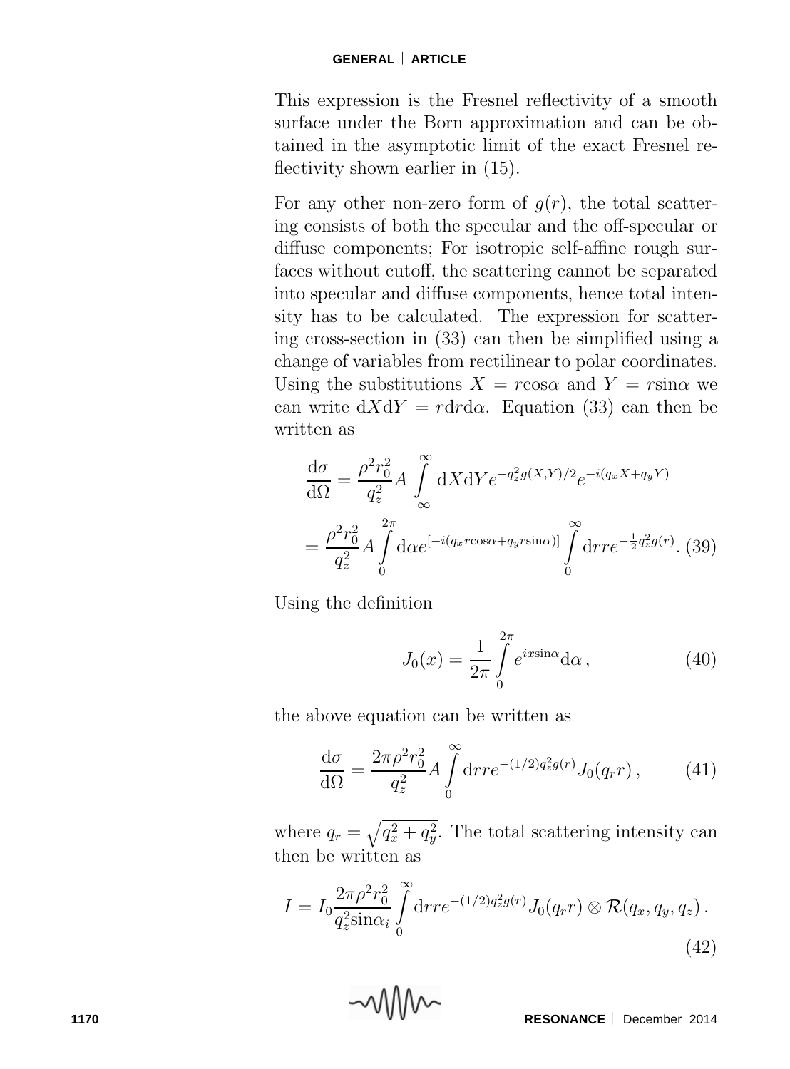This expression is the Fresnel reflectivity of a smooth surface under the Born approximation and can be obtained in the asymptotic limit of the exact Fresnel reflectivity shown earlier in (15).

For any other non-zero form of $g(r)$, the total scattering consists of both the specular and the off-specular or diffuse components; For isotropic self-affine rough surfaces without cutoff, the scattering cannot be separated into specular and diffuse components, hence total intensity has to be calculated. The expression for scattering cross-section in (33) can then be simplified using a change of variables from rectilinear to polar coordinates. Using the substitutions $X = r\cos\alpha$ and $Y = r\sin\alpha$ we can write $\mathrm{d}X\mathrm{d}Y = r\mathrm{d}r\mathrm{d}\alpha$. Equation (33) can then be written as

$$\frac{\mathrm{d}\sigma}{\mathrm{d}\Omega} = \frac{\rho^2 r_0^2}{q_z^2} A \int_{-\infty}^{\infty} \mathrm{d}X\mathrm{d}Y e^{-q_z^2 g(X,Y)/2} e^{-i(q_x X + q_y Y)}$$
$$= \frac{\rho^2 r_0^2}{q_z^2} A \int_0^{2\pi} \mathrm{d}\alpha e^{[-i(q_x r\cos\alpha + q_y r\sin\alpha)]} \int_0^{\infty} \mathrm{d}r r e^{-\frac{1}{2}q_z^2 g(r)}. \quad (39)$$

Using the definition

$$J_0(x) = \frac{1}{2\pi} \int_0^{2\pi} e^{ix\sin\alpha} \mathrm{d}\alpha\,, \quad (40)$$

the above equation can be written as

$$\frac{\mathrm{d}\sigma}{\mathrm{d}\Omega} = \frac{2\pi\rho^2 r_0^2}{q_z^2} A \int_0^{\infty} \mathrm{d}r r e^{-(1/2)q_z^2 g(r)} J_0(q_r r)\,, \quad (41)$$

where $q_r = \sqrt{q_x^2 + q_y^2}$. The total scattering intensity can then be written as

$$I = I_0 \frac{2\pi\rho^2 r_0^2}{q_z^2 \sin\alpha_i} \int_0^{\infty} \mathrm{d}r r e^{-(1/2)q_z^2 g(r)} J_0(q_r r) \otimes \mathcal{R}(q_x, q_y, q_z)\,. \quad (42)$$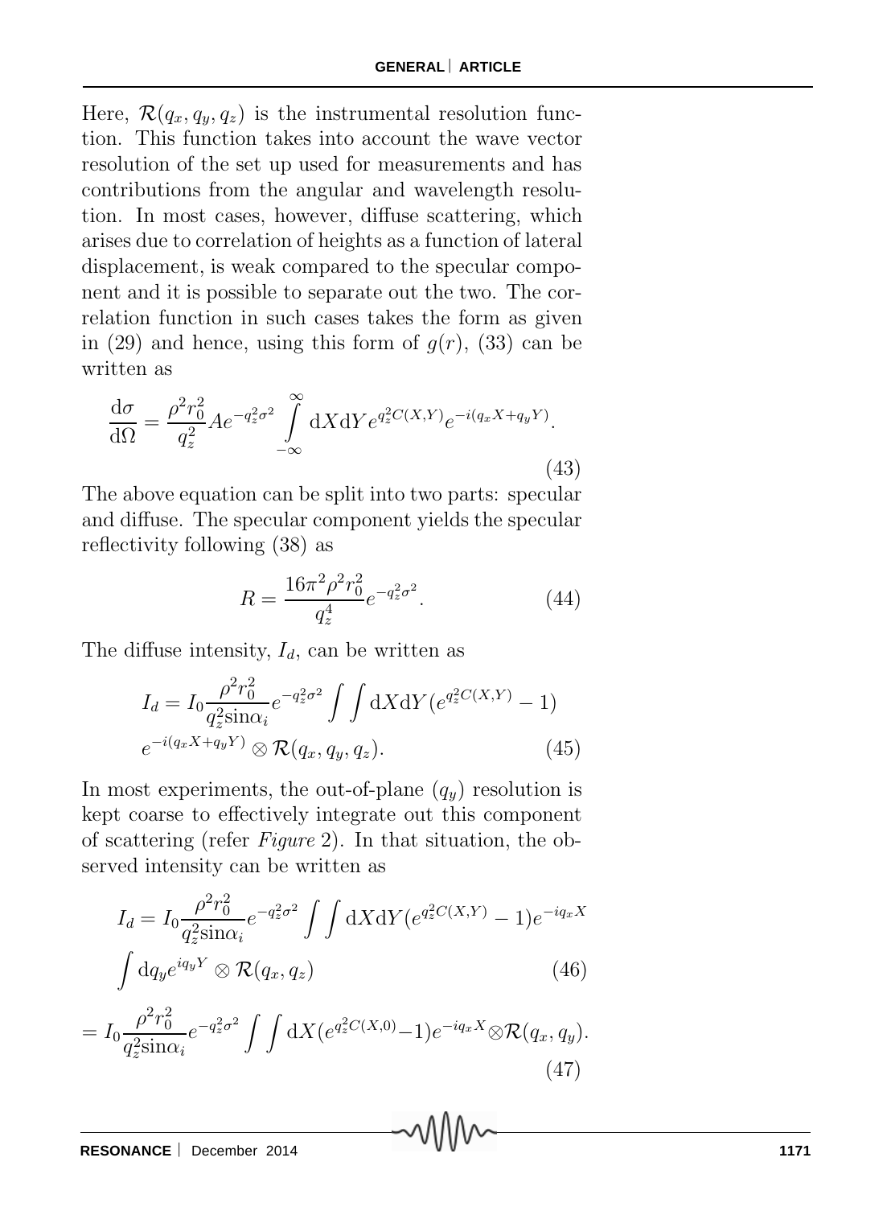Here, $\mathcal{R}(q_x, q_y, q_z)$ is the instrumental resolution function. This function takes into account the wave vector resolution of the set up used for measurements and has contributions from the angular and wavelength resolution. In most cases, however, diffuse scattering, which arises due to correlation of heights as a function of lateral displacement, is weak compared to the specular component and it is possible to separate out the two. The correlation function in such cases takes the form as given in (29) and hence, using this form of $g(r)$, (33) can be written as

$$\frac{\mathrm{d}\sigma}{\mathrm{d}\Omega} = \frac{\rho^2 r_0^2}{q_z^2} A e^{-q_z^2\sigma^2} \int_{-\infty}^{\infty} \mathrm{d}X\mathrm{d}Y e^{q_z^2 C(X,Y)} e^{-i(q_x X + q_y Y)}. \tag{43}$$

The above equation can be split into two parts: specular and diffuse. The specular component yields the specular reflectivity following (38) as

$$R = \frac{16\pi^2\rho^2 r_0^2}{q_z^4} e^{-q_z^2\sigma^2}. \tag{44}$$

The diffuse intensity, $I_d$, can be written as

$$I_d = I_0 \frac{\rho^2 r_0^2}{q_z^2 \sin\alpha_i} e^{-q_z^2\sigma^2} \int\int \mathrm{d}X\mathrm{d}Y (e^{q_z^2 C(X,Y)} - 1) e^{-i(q_x X + q_y Y)} \otimes \mathcal{R}(q_x, q_y, q_z). \tag{45}$$

In most experiments, the out-of-plane ($q_y$) resolution is kept coarse to effectively integrate out this component of scattering (refer *Figure* 2). In that situation, the observed intensity can be written as

$$I_d = I_0 \frac{\rho^2 r_0^2}{q_z^2 \sin\alpha_i} e^{-q_z^2\sigma^2} \int\int \mathrm{d}X\mathrm{d}Y (e^{q_z^2 C(X,Y)} - 1) e^{-iq_x X} \int \mathrm{d}q_y e^{iq_y Y} \otimes \mathcal{R}(q_x, q_z) \tag{46}$$

$$= I_0 \frac{\rho^2 r_0^2}{q_z^2 \sin\alpha_i} e^{-q_z^2\sigma^2} \int\int \mathrm{d}X (e^{q_z^2 C(X,0)} - 1) e^{-iq_x X} \otimes \mathcal{R}(q_x, q_y). \tag{47}$$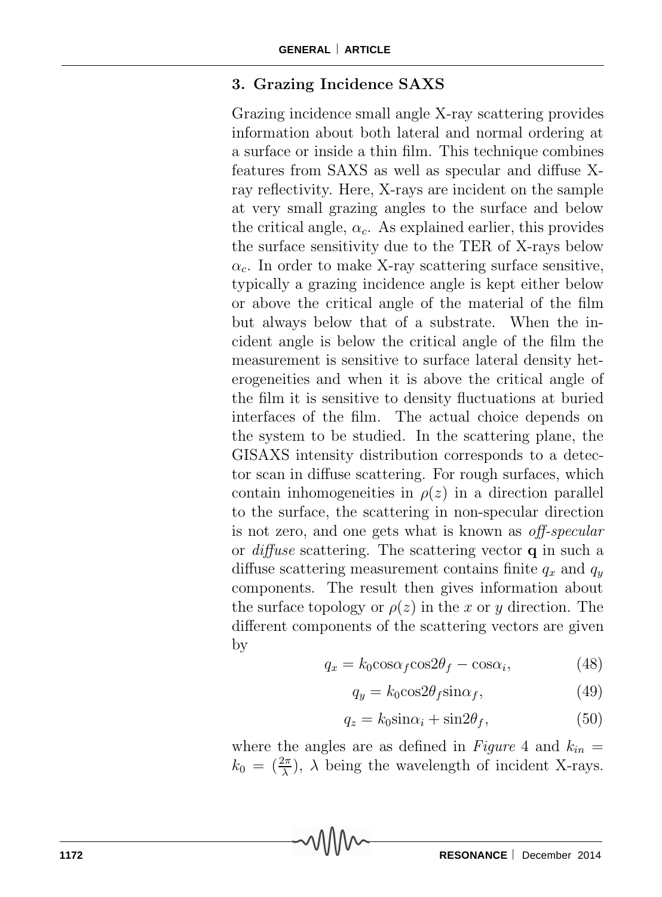## 3. Grazing Incidence SAXS

Grazing incidence small angle X-ray scattering provides information about both lateral and normal ordering at a surface or inside a thin film. This technique combines features from SAXS as well as specular and diffuse X-ray reflectivity. Here, X-rays are incident on the sample at very small grazing angles to the surface and below the critical angle, $\alpha_c$. As explained earlier, this provides the surface sensitivity due to the TER of X-rays below $\alpha_c$. In order to make X-ray scattering surface sensitive, typically a grazing incidence angle is kept either below or above the critical angle of the material of the film but always below that of a substrate. When the incident angle is below the critical angle of the film the measurement is sensitive to surface lateral density heterogeneities and when it is above the critical angle of the film it is sensitive to density fluctuations at buried interfaces of the film. The actual choice depends on the system to be studied. In the scattering plane, the GISAXS intensity distribution corresponds to a detector scan in diffuse scattering. For rough surfaces, which contain inhomogeneities in $\rho(z)$ in a direction parallel to the surface, the scattering in non-specular direction is not zero, and one gets what is known as *off-specular* or *diffuse* scattering. The scattering vector $\mathbf{q}$ in such a diffuse scattering measurement contains finite $q_x$ and $q_y$ components. The result then gives information about the surface topology or $\rho(z)$ in the $x$ or $y$ direction. The different components of the scattering vectors are given by

$$q_x = k_0 \cos\alpha_f \cos 2\theta_f - \cos\alpha_i, \tag{48}$$

$$q_y = k_0 \cos 2\theta_f \sin\alpha_f, \tag{49}$$

$$q_z = k_0 \sin\alpha_i + \sin 2\theta_f, \tag{50}$$

where the angles are as defined in *Figure* 4 and $k_{in} = k_0 = (\frac{2\pi}{\lambda})$, $\lambda$ being the wavelength of incident X-rays.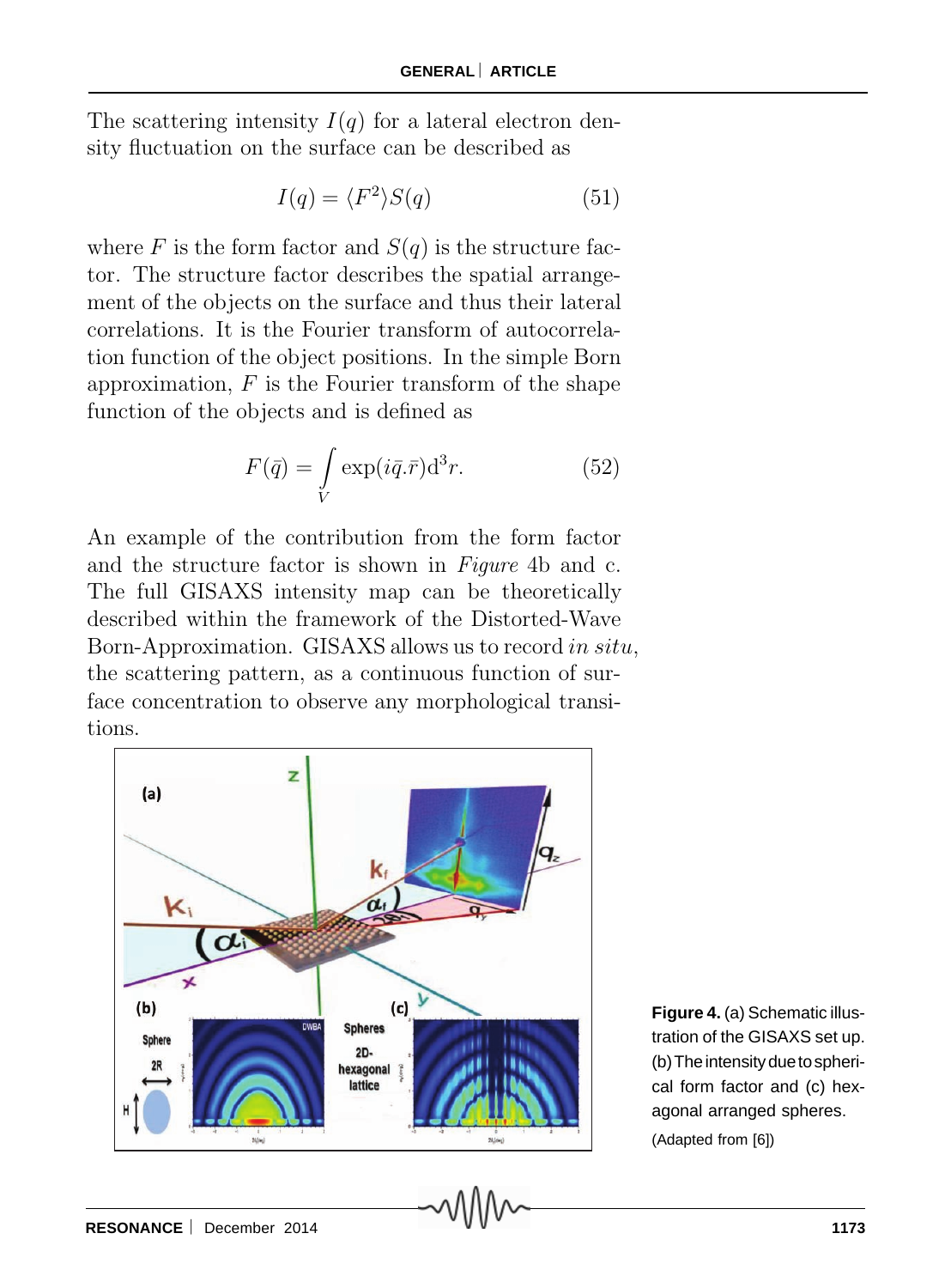The scattering intensity $I(q)$ for a lateral electron density fluctuation on the surface can be described as

$$I(q) = \langle F^2 \rangle S(q) \tag{51}$$

where $F$ is the form factor and $S(q)$ is the structure factor. The structure factor describes the spatial arrangement of the objects on the surface and thus their lateral correlations. It is the Fourier transform of autocorrelation function of the object positions. In the simple Born approximation, $F$ is the Fourier transform of the shape function of the objects and is defined as

$$F(\bar{q}) = \int_V \exp(i\bar{q}.\bar{r})\mathrm{d}^3 r. \tag{52}$$

An example of the contribution from the form factor and the structure factor is shown in *Figure* 4b and c. The full GISAXS intensity map can be theoretically described within the framework of the Distorted-Wave Born-Approximation. GISAXS allows us to record *in situ*, the scattering pattern, as a continuous function of surface concentration to observe any morphological transitions.

**Figure 4.** (a) Schematic illustration of the GISAXS set up. (b) The intensity due to spherical form factor and (c) hexagonal arranged spheres. (Adapted from [6])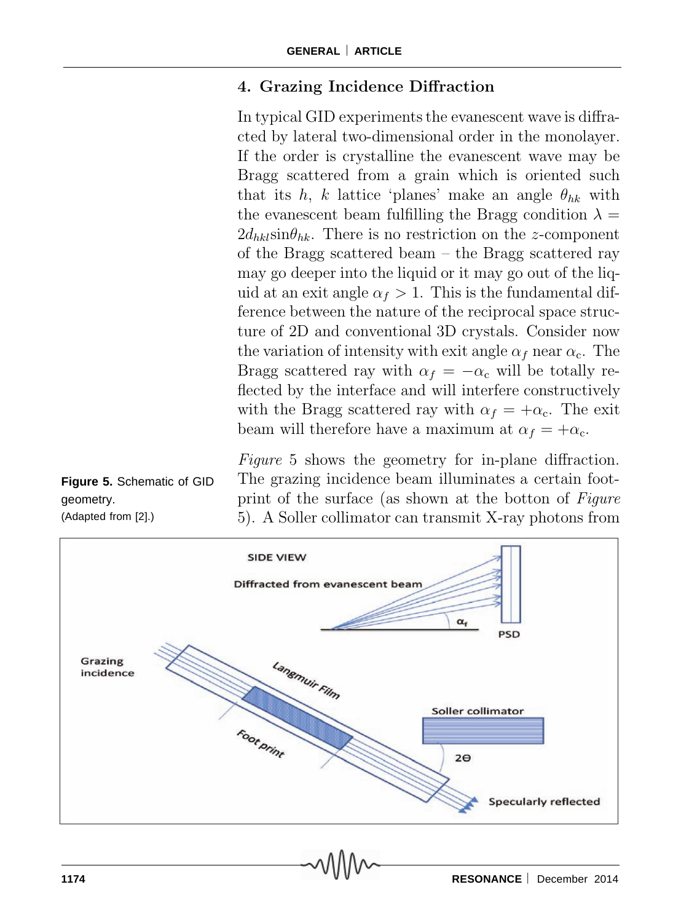## 4. Grazing Incidence Diffraction

In typical GID experiments the evanescent wave is diffracted by lateral two-dimensional order in the monolayer. If the order is crystalline the evanescent wave may be Bragg scattered from a grain which is oriented such that its $h$, $k$ lattice 'planes' make an angle $\theta_{hk}$ with the evanescent beam fulfilling the Bragg condition $\lambda = 2d_{hkl}\sin\theta_{hk}$. There is no restriction on the $z$-component of the Bragg scattered beam – the Bragg scattered ray may go deeper into the liquid or it may go out of the liquid at an exit angle $\alpha_f > 1$. This is the fundamental difference between the nature of the reciprocal space structure of 2D and conventional 3D crystals. Consider now the variation of intensity with exit angle $\alpha_f$ near $\alpha_c$. The Bragg scattered ray with $\alpha_f = -\alpha_c$ will be totally reflected by the interface and will interfere constructively with the Bragg scattered ray with $\alpha_f = +\alpha_c$. The exit beam will therefore have a maximum at $\alpha_f = +\alpha_c$.

*Figure* 5 shows the geometry for in-plane diffraction. The grazing incidence beam illuminates a certain footprint of the surface (as shown at the botton of *Figure* 5). A Soller collimator can transmit X-ray photons from

**Figure 5.** Schematic of GID geometry.
(Adapted from [2].)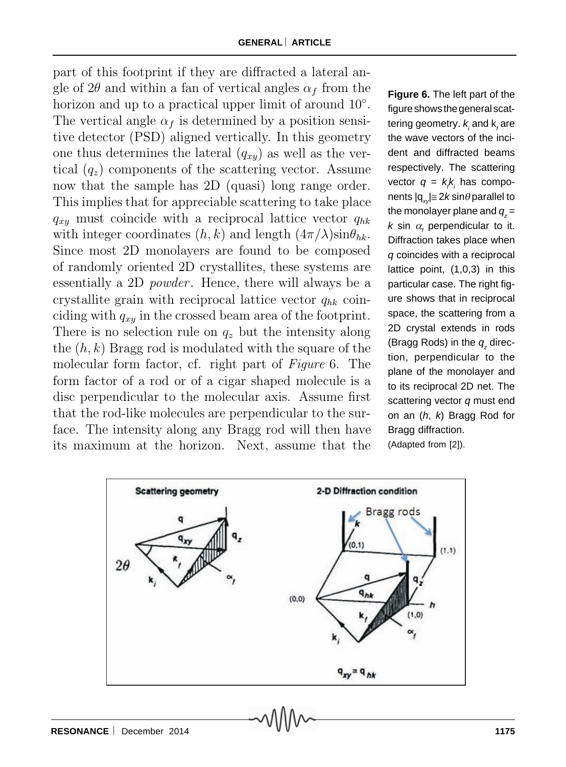part of this footprint if they are diffracted a lateral angle of $2\theta$ and within a fan of vertical angles $\alpha_f$ from the horizon and up to a practical upper limit of around 10°. The vertical angle $\alpha_f$ is determined by a position sensitive detector (PSD) aligned vertically. In this geometry one thus determines the lateral ($q_{xy}$) as well as the vertical ($q_z$) components of the scattering vector. Assume now that the sample has 2D (quasi) long range order. This implies that for appreciable scattering to take place $q_{xy}$ must coincide with a reciprocal lattice vector $q_{hk}$ with integer coordinates $(h, k)$ and length $(4\pi/\lambda)\sin\theta_{hk}$. Since most 2D monolayers are found to be composed of randomly oriented 2D crystallites, these systems are essentially a 2D *powder*. Hence, there will always be a crystallite grain with reciprocal lattice vector $q_{hk}$ coinciding with $q_{xy}$ in the crossed beam area of the footprint. There is no selection rule on $q_z$ but the intensity along the $(h, k)$ Bragg rod is modulated with the square of the molecular form factor, cf. right part of *Figure* 6. The form factor of a rod or of a cigar shaped molecule is a disc perpendicular to the molecular axis. Assume first that the rod-like molecules are perpendicular to the surface. The intensity along any Bragg rod will then have its maximum at the horizon. Next, assume that the

**Figure 6.** The left part of the figure shows the general scattering geometry. $k_i$ and $k_f$ are the wave vectors of the incident and diffracted beams respectively. The scattering vector $q = k_f k_i$ has components $|q_{xy}| \cong 2k\sin\theta$ parallel to the monolayer plane and $q_z = k \sin \alpha_f$ perpendicular to it. Diffraction takes place when $q$ coincides with a reciprocal lattice point, (1,0,3) in this particular case. The right figure shows that in reciprocal space, the scattering from a 2D crystal extends in rods (Bragg Rods) in the $q_z$ direction, perpendicular to the plane of the monolayer and to its reciprocal 2D net. The scattering vector $q$ must end on an $(h, k)$ Bragg Rod for Bragg diffraction.
(Adapted from [2]).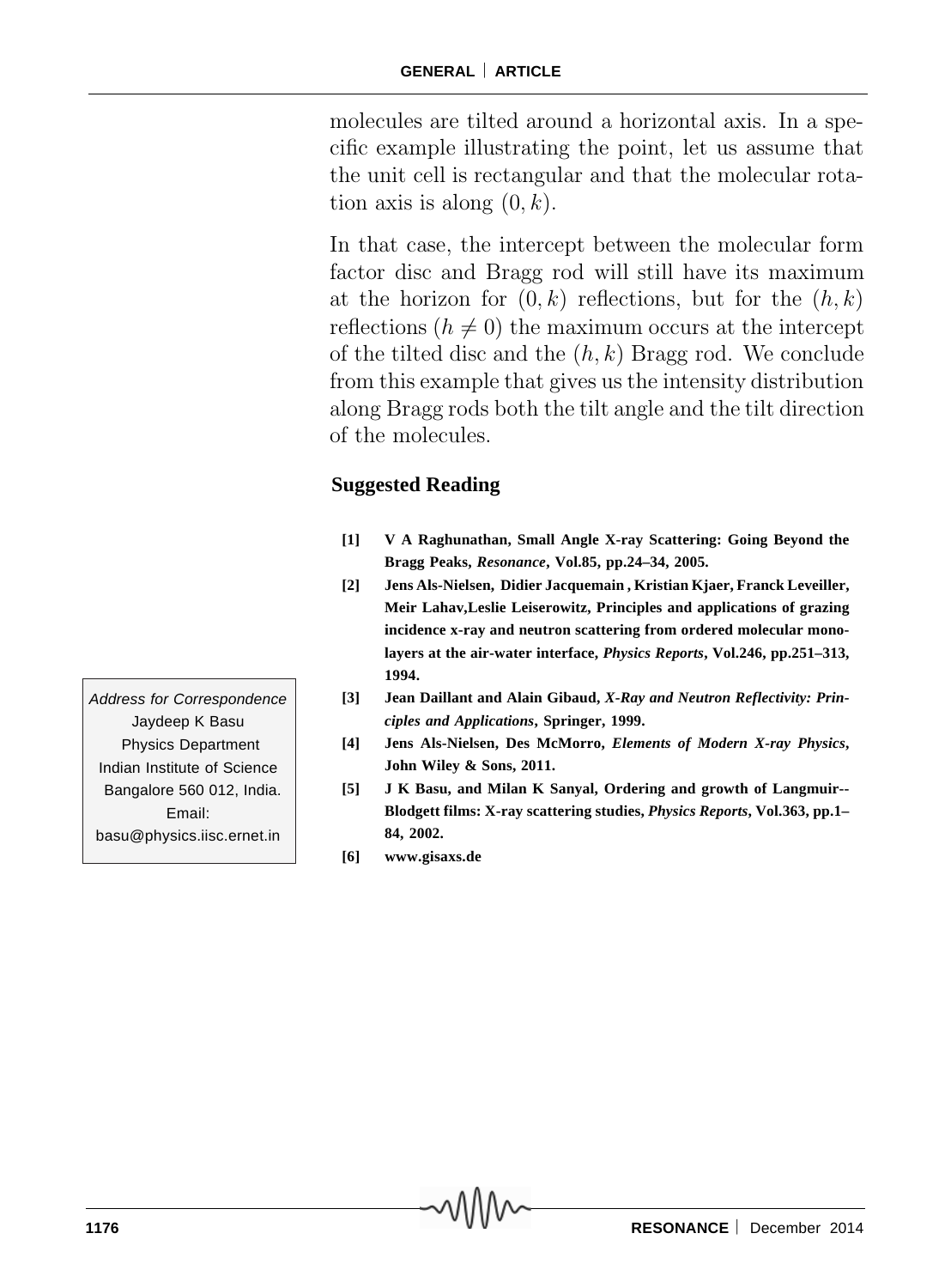molecules are tilted around a horizontal axis. In a specific example illustrating the point, let us assume that the unit cell is rectangular and that the molecular rotation axis is along $(0, k)$.

In that case, the intercept between the molecular form factor disc and Bragg rod will still have its maximum at the horizon for $(0, k)$ reflections, but for the $(h, k)$ reflections ($h \neq 0$) the maximum occurs at the intercept of the tilted disc and the $(h, k)$ Bragg rod. We conclude from this example that gives us the intensity distribution along Bragg rods both the tilt angle and the tilt direction of the molecules.

## Suggested Reading

**[1]** **V A Raghunathan, Small Angle X-ray Scattering: Going Beyond the Bragg Peaks, *Resonance*, Vol.85, pp.24–34, 2005.**

**[2]** **Jens Als-Nielsen, Didier Jacquemain , Kristian Kjaer, Franck Leveiller, Meir Lahav,Leslie Leiserowitz, Principles and applications of grazing incidence x-ray and neutron scattering from ordered molecular monolayers at the air-water interface, *Physics Reports*, Vol.246, pp.251–313, 1994.**

**[3]** **Jean Daillant and Alain Gibaud, *X-Ray and Neutron Reflectivity: Principles and Applications*, Springer, 1999.**

**[4]** **Jens Als-Nielsen, Des McMorro, *Elements of Modern X-ray Physics*, John Wiley & Sons, 2011.**

**[5]** **J K Basu, and Milan K Sanyal, Ordering and growth of Langmuir--Blodgett films: X-ray scattering studies, *Physics Reports*, Vol.363, pp.1–84, 2002.**

**[6]** **www.gisaxs.de**

*Address for Correspondence*
Jaydeep K Basu
Physics Department
Indian Institute of Science
Bangalore 560 012, India.
Email:
basu@physics.iisc.ernet.in